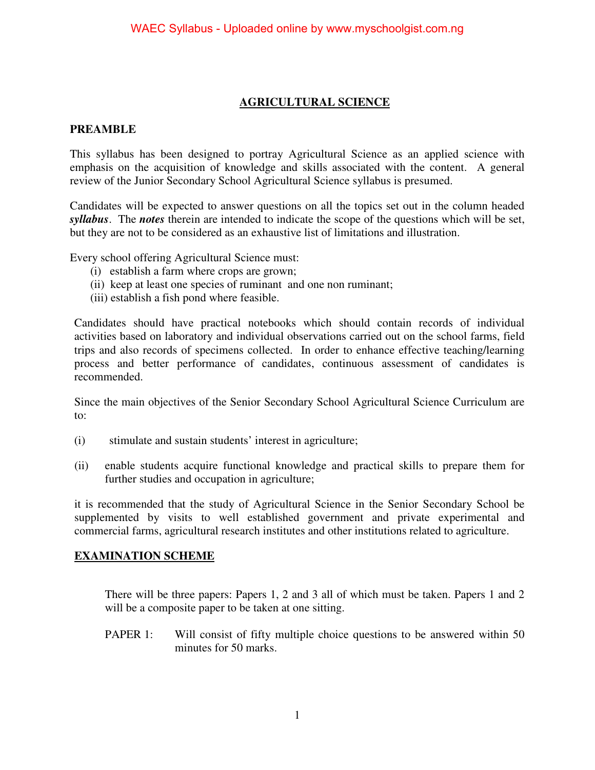# AGRICULTURAL SCIENCE

## PREAMBLE

This syllabus has been designed to portray Agricultural Science as an applied science with emphasis on the acquisition of knowledge and skills associated with the content. A general review of the Junior Secondary School Agricultural Science syllabus is presumed.

Candidates will be expected to answer questions on all the topics set out in the column headed ***syllabus***. The ***notes*** therein are intended to indicate the scope of the questions which will be set, but they are not to be considered as an exhaustive list of limitations and illustration.

Every school offering Agricultural Science must:

(i) establish a farm where crops are grown;
(ii) keep at least one species of ruminant and one non ruminant;
(iii) establish a fish pond where feasible.

Candidates should have practical notebooks which should contain records of individual activities based on laboratory and individual observations carried out on the school farms, field trips and also records of specimens collected. In order to enhance effective teaching/learning process and better performance of candidates, continuous assessment of candidates is recommended.

Since the main objectives of the Senior Secondary School Agricultural Science Curriculum are to:

(i) stimulate and sustain students' interest in agriculture;

(ii) enable students acquire functional knowledge and practical skills to prepare them for further studies and occupation in agriculture;

it is recommended that the study of Agricultural Science in the Senior Secondary School be supplemented by visits to well established government and private experimental and commercial farms, agricultural research institutes and other institutions related to agriculture.

## EXAMINATION SCHEME

There will be three papers: Papers 1, 2 and 3 all of which must be taken. Papers 1 and 2 will be a composite paper to be taken at one sitting.

PAPER 1: Will consist of fifty multiple choice questions to be answered within 50 minutes for 50 marks.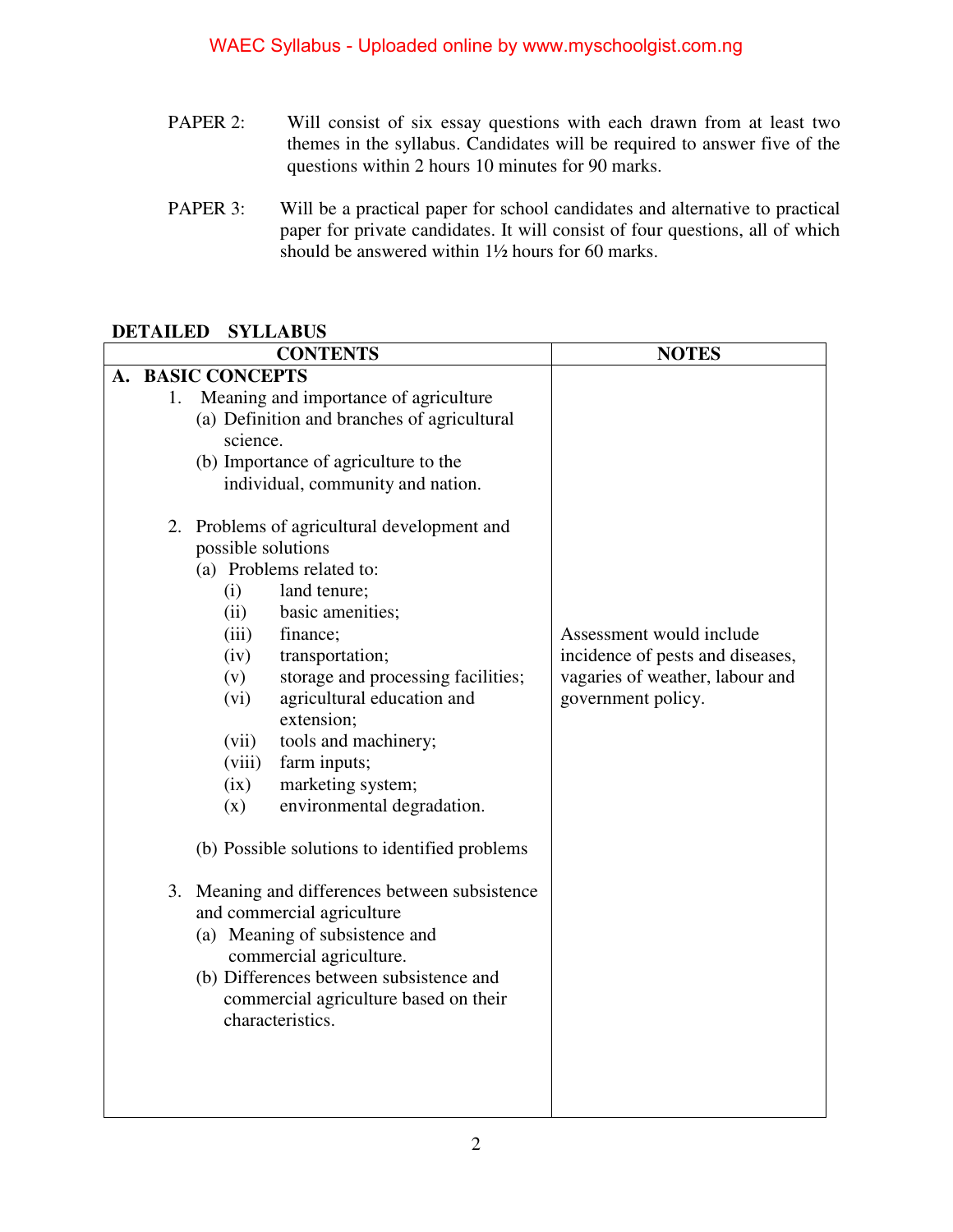PAPER 2: Will consist of six essay questions with each drawn from at least two themes in the syllabus. Candidates will be required to answer five of the questions within 2 hours 10 minutes for 90 marks.

PAPER 3: Will be a practical paper for school candidates and alternative to practical paper for private candidates. It will consist of four questions, all of which should be answered within 1½ hours for 60 marks.

## DETAILED SYLLABUS

| CONTENTS | NOTES |
|---|---|
| **A. BASIC CONCEPTS**<br>1. Meaning and importance of agriculture<br>(a) Definition and branches of agricultural science.<br>(b) Importance of agriculture to the individual, community and nation.<br><br>2. Problems of agricultural development and possible solutions<br>(a) Problems related to:<br>(i) land tenure;<br>(ii) basic amenities;<br>(iii) finance;<br>(iv) transportation;<br>(v) storage and processing facilities;<br>(vi) agricultural education and extension;<br>(vii) tools and machinery;<br>(viii) farm inputs;<br>(ix) marketing system;<br>(x) environmental degradation.<br><br>(b) Possible solutions to identified problems<br><br>3. Meaning and differences between subsistence and commercial agriculture<br>(a) Meaning of subsistence and commercial agriculture.<br>(b) Differences between subsistence and commercial agriculture based on their characteristics. | Assessment would include incidence of pests and diseases, vagaries of weather, labour and government policy. |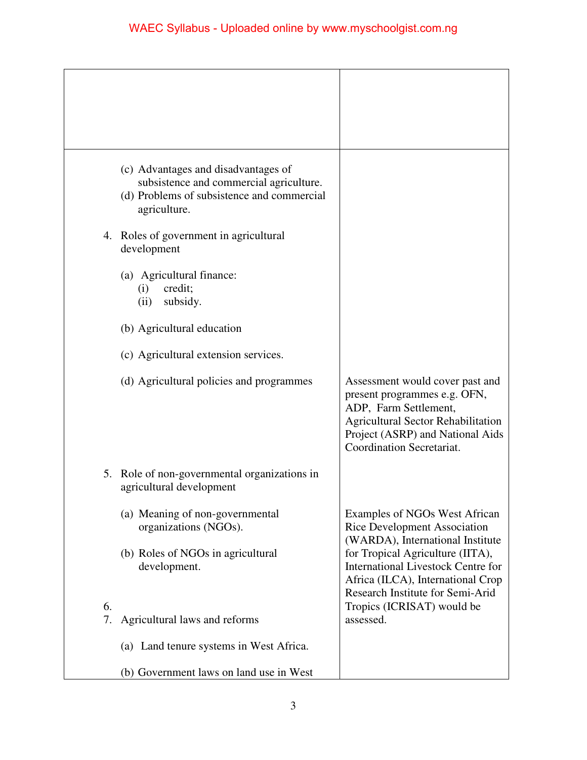| | |
|---|---|
| (c) Advantages and disadvantages of subsistence and commercial agriculture.<br>(d) Problems of subsistence and commercial agriculture. | |
| 4. Roles of government in agricultural development | |
| (a) Agricultural finance:<br>(i) credit;<br>(ii) subsidy. | |
| (b) Agricultural education | |
| (c) Agricultural extension services. | |
| (d) Agricultural policies and programmes | Assessment would cover past and present programmes e.g. OFN, ADP, Farm Settlement, Agricultural Sector Rehabilitation Project (ASRP) and National Aids Coordination Secretariat. |
| 5. Role of non-governmental organizations in agricultural development | |
| (a) Meaning of non-governmental organizations (NGOs).<br><br>(b) Roles of NGOs in agricultural development. | Examples of NGOs West African Rice Development Association (WARDA), International Institute for Tropical Agriculture (IITA), International Livestock Centre for Africa (ILCA), International Crop Research Institute for Semi-Arid Tropics (ICRISAT) would be assessed. |
| 6.<br>7. Agricultural laws and reforms | |
| (a) Land tenure systems in West Africa. | |
| (b) Government laws on land use in West | |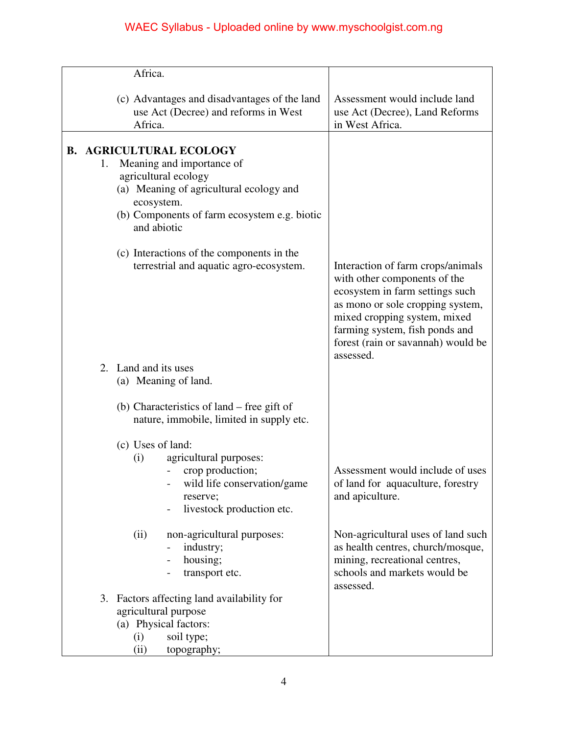| | |
|---|---|
| Africa. | |
| (c) Advantages and disadvantages of the land use Act (Decree) and reforms in West Africa. | Assessment would include land use Act (Decree), Land Reforms in West Africa. |
| **B. AGRICULTURAL ECOLOGY**<br>1. Meaning and importance of agricultural ecology<br>(a) Meaning of agricultural ecology and ecosystem.<br>(b) Components of farm ecosystem e.g. biotic and abiotic | |
| (c) Interactions of the components in the terrestrial and aquatic agro-ecosystem. | Interaction of farm crops/animals with other components of the ecosystem in farm settings such as mono or sole cropping system, mixed cropping system, mixed farming system, fish ponds and forest (rain or savannah) would be assessed. |
| 2. Land and its uses<br>(a) Meaning of land.<br>(b) Characteristics of land – free gift of nature, immobile, limited in supply etc. | |
| (c) Uses of land:<br>(i) agricultural purposes:<br>- crop production;<br>- wild life conservation/game reserve;<br>- livestock production etc. | Assessment would include of uses of land for aquaculture, forestry and apiculture. |
| (ii) non-agricultural purposes:<br>- industry;<br>- housing;<br>- transport etc. | Non-agricultural uses of land such as health centres, church/mosque, mining, recreational centres, schools and markets would be assessed. |
| 3. Factors affecting land availability for agricultural purpose<br>(a) Physical factors:<br>(i) soil type;<br>(ii) topography; | |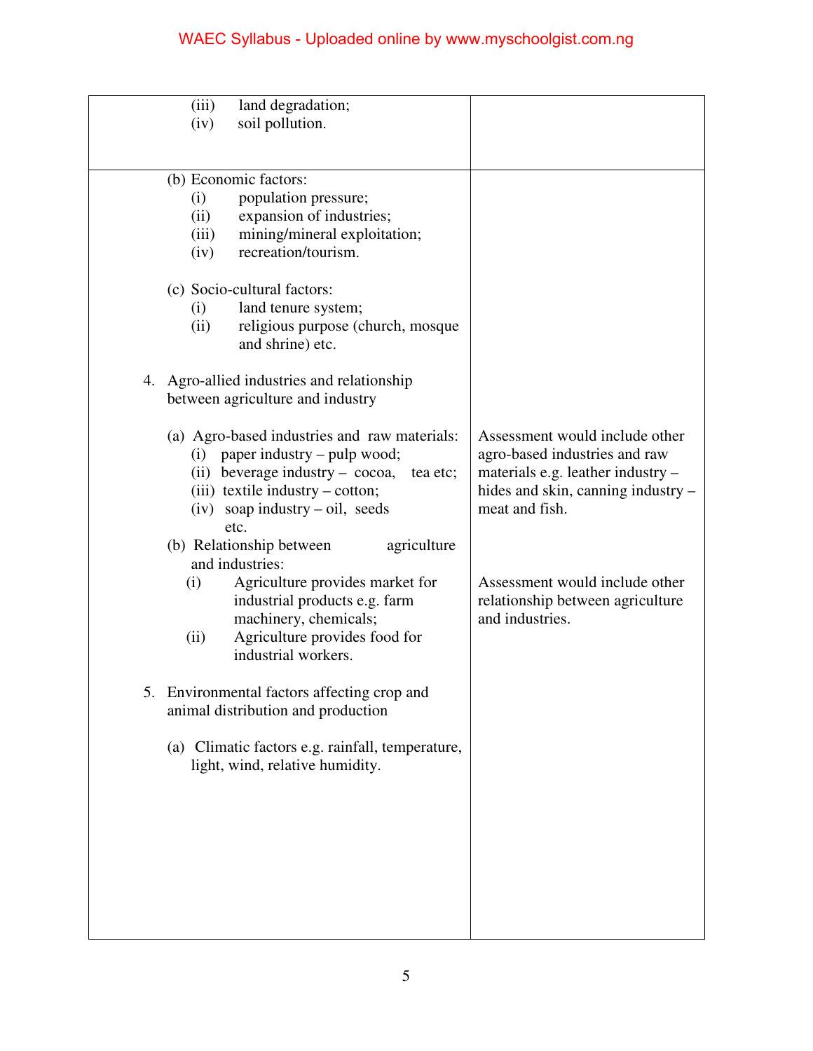| | |
|---|---|
| (iii) land degradation;<br>(iv) soil pollution. | |
| (b) Economic factors:<br>(i) population pressure;<br>(ii) expansion of industries;<br>(iii) mining/mineral exploitation;<br>(iv) recreation/tourism.<br><br>(c) Socio-cultural factors:<br>(i) land tenure system;<br>(ii) religious purpose (church, mosque and shrine) etc.<br><br>4. Agro-allied industries and relationship between agriculture and industry | |
| (a) Agro-based industries and raw materials:<br>(i) paper industry – pulp wood;<br>(ii) beverage industry – cocoa, tea etc;<br>(iii) textile industry – cotton;<br>(iv) soap industry – oil, seeds etc. | Assessment would include other agro-based industries and raw materials e.g. leather industry – hides and skin, canning industry – meat and fish. |
| (b) Relationship between agriculture and industries:<br>(i) Agriculture provides market for industrial products e.g. farm machinery, chemicals;<br>(ii) Agriculture provides food for industrial workers. | Assessment would include other relationship between agriculture and industries. |
| 5. Environmental factors affecting crop and animal distribution and production<br><br>(a) Climatic factors e.g. rainfall, temperature, light, wind, relative humidity. | |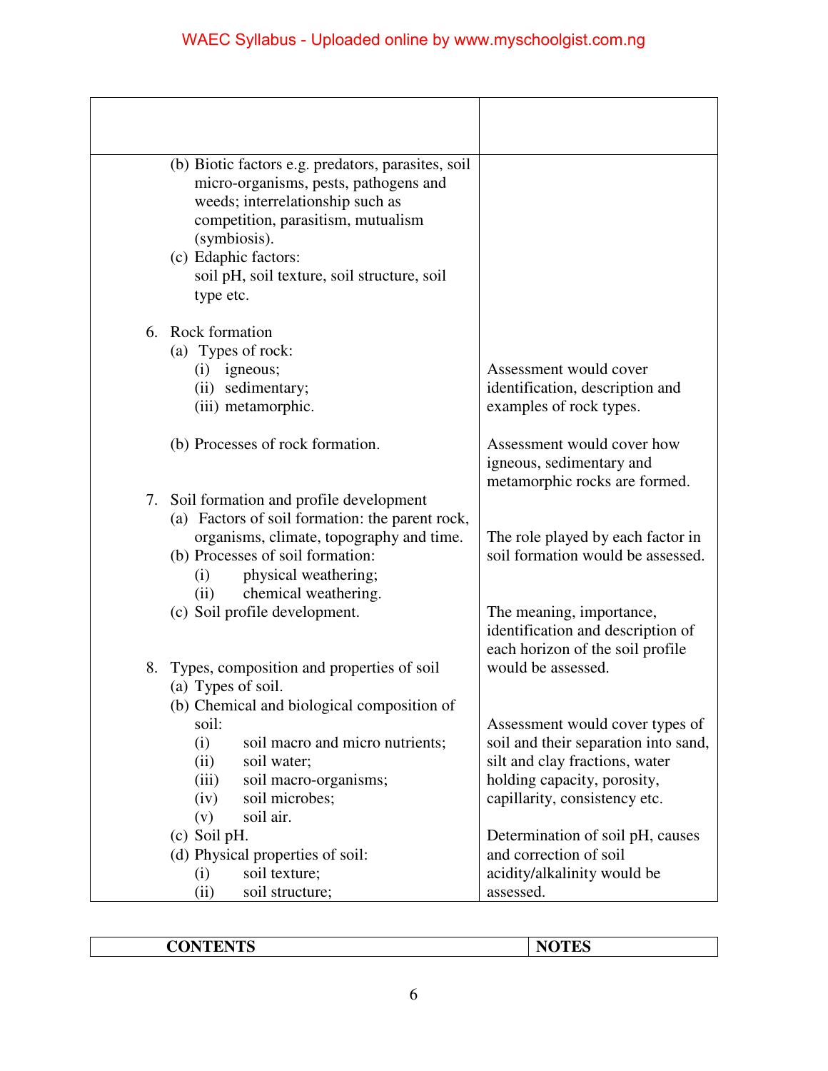| CONTENTS | NOTES |
|---|---|
| (b) Biotic factors e.g. predators, parasites, soil micro-organisms, pests, pathogens and weeds; interrelationship such as competition, parasitism, mutualism (symbiosis). | |
| (c) Edaphic factors: soil pH, soil texture, soil structure, soil type etc. | |
| 6. Rock formation | |
| (a) Types of rock: (i) igneous; (ii) sedimentary; (iii) metamorphic. | Assessment would cover identification, description and examples of rock types. |
| (b) Processes of rock formation. | Assessment would cover how igneous, sedimentary and metamorphic rocks are formed. |
| 7. Soil formation and profile development | |
| (a) Factors of soil formation: the parent rock, organisms, climate, topography and time. | The role played by each factor in soil formation would be assessed. |
| (b) Processes of soil formation: (i) physical weathering; (ii) chemical weathering. | |
| (c) Soil profile development. | The meaning, importance, identification and description of each horizon of the soil profile would be assessed. |
| 8. Types, composition and properties of soil | |
| (a) Types of soil. | |
| (b) Chemical and biological composition of soil: (i) soil macro and micro nutrients; (ii) soil water; (iii) soil macro-organisms; (iv) soil microbes; (v) soil air. | Assessment would cover types of soil and their separation into sand, silt and clay fractions, water holding capacity, porosity, capillarity, consistency etc. |
| (c) Soil pH. | Determination of soil pH, causes and correction of soil acidity/alkalinity would be assessed. |
| (d) Physical properties of soil: (i) soil texture; (ii) soil structure; | |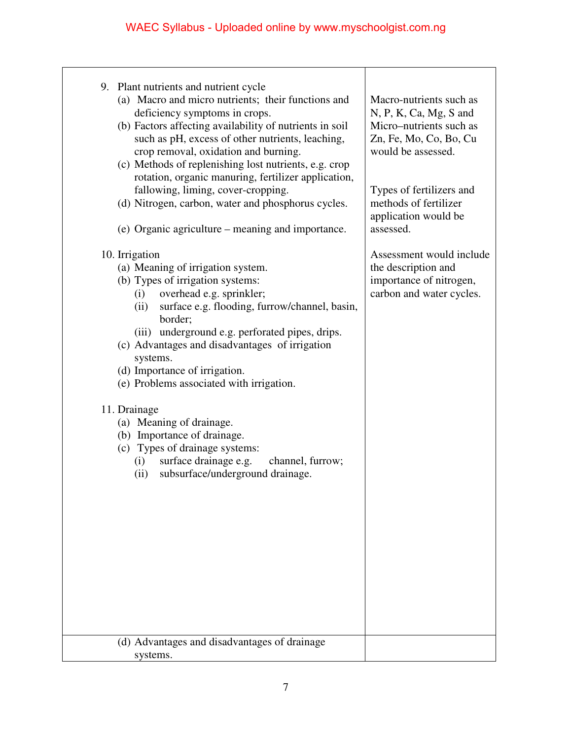| | |
|---|---|
| 9. Plant nutrients and nutrient cycle<br>(a) Macro and micro nutrients; their functions and deficiency symptoms in crops.<br>(b) Factors affecting availability of nutrients in soil such as pH, excess of other nutrients, leaching, crop removal, oxidation and burning.<br>(c) Methods of replenishing lost nutrients, e.g. crop rotation, organic manuring, fertilizer application, fallowing, liming, cover-cropping.<br>(d) Nitrogen, carbon, water and phosphorus cycles.<br>(e) Organic agriculture – meaning and importance.<br><br>10. Irrigation<br>(a) Meaning of irrigation system.<br>(b) Types of irrigation systems:<br>(i) overhead e.g. sprinkler;<br>(ii) surface e.g. flooding, furrow/channel, basin, border;<br>(iii) underground e.g. perforated pipes, drips.<br>(c) Advantages and disadvantages of irrigation systems.<br>(d) Importance of irrigation.<br>(e) Problems associated with irrigation.<br><br>11. Drainage<br>(a) Meaning of drainage.<br>(b) Importance of drainage.<br>(c) Types of drainage systems:<br>(i) surface drainage e.g. channel, furrow;<br>(ii) subsurface/underground drainage. | Macro-nutrients such as N, P, K, Ca, Mg, S and Micro–nutrients such as Zn, Fe, Mo, Co, Bo, Cu would be assessed.<br><br>Types of fertilizers and methods of fertilizer application would be assessed.<br><br>Assessment would include the description and importance of nitrogen, carbon and water cycles. |
| (d) Advantages and disadvantages of drainage systems. | |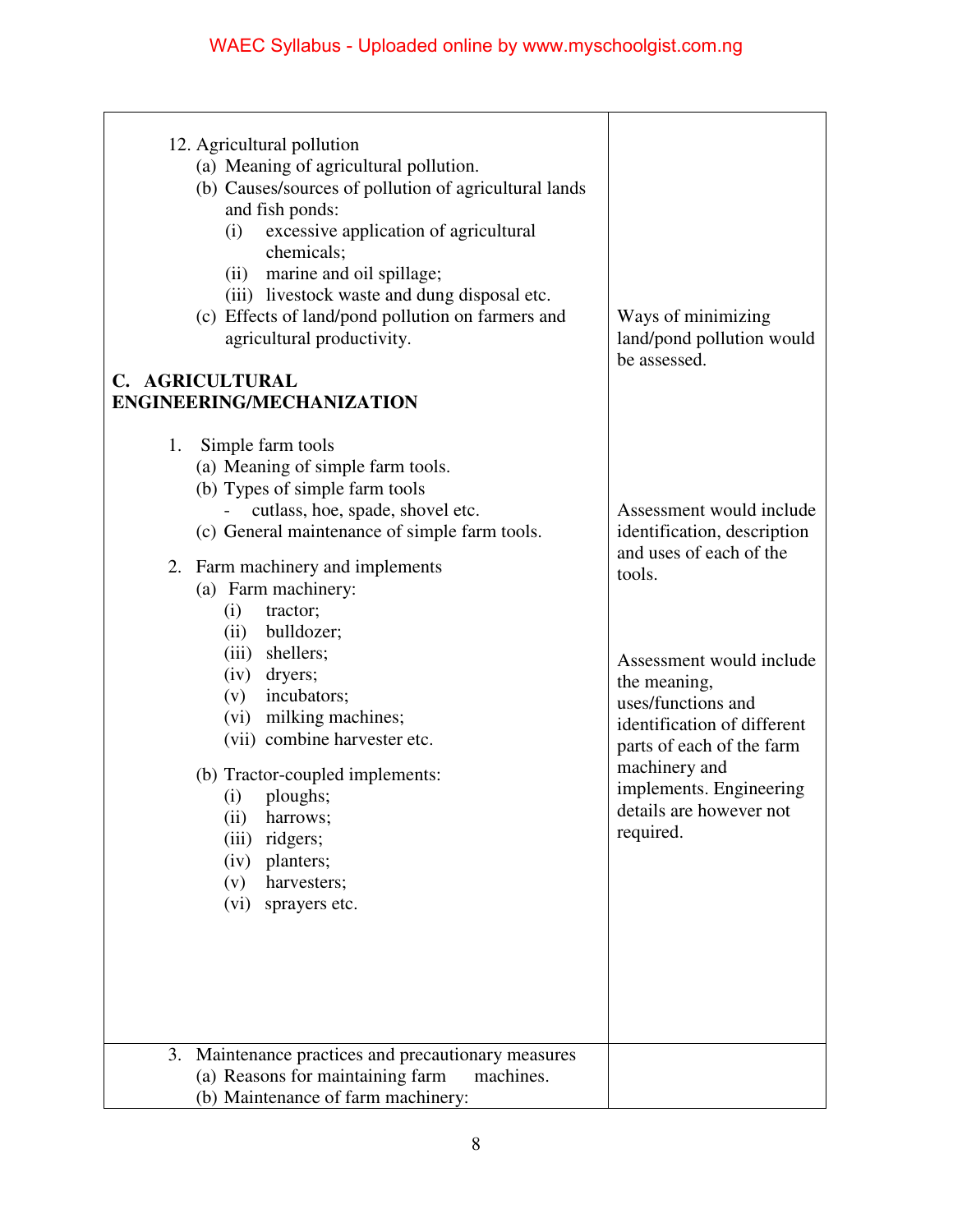| | |
|---|---|
| 12. Agricultural pollution<br>(a) Meaning of agricultural pollution.<br>(b) Causes/sources of pollution of agricultural lands and fish ponds:<br>(i) excessive application of agricultural chemicals;<br>(ii) marine and oil spillage;<br>(iii) livestock waste and dung disposal etc.<br>(c) Effects of land/pond pollution on farmers and agricultural productivity. | Ways of minimizing land/pond pollution would be assessed. |
| **C. AGRICULTURAL ENGINEERING/MECHANIZATION** | |
| 1. Simple farm tools<br>(a) Meaning of simple farm tools.<br>(b) Types of simple farm tools<br>- cutlass, hoe, spade, shovel etc.<br>(c) General maintenance of simple farm tools. | Assessment would include identification, description and uses of each of the tools. |
| 2. Farm machinery and implements<br>(a) Farm machinery:<br>(i) tractor;<br>(ii) bulldozer;<br>(iii) shellers;<br>(iv) dryers;<br>(v) incubators;<br>(vi) milking machines;<br>(vii) combine harvester etc.<br><br>(b) Tractor-coupled implements:<br>(i) ploughs;<br>(ii) harrows;<br>(iii) ridgers;<br>(iv) planters;<br>(v) harvesters;<br>(vi) sprayers etc. | Assessment would include the meaning, uses/functions and identification of different parts of each of the farm machinery and implements. Engineering details are however not required. |
| 3. Maintenance practices and precautionary measures<br>(a) Reasons for maintaining farm machines.<br>(b) Maintenance of farm machinery: | |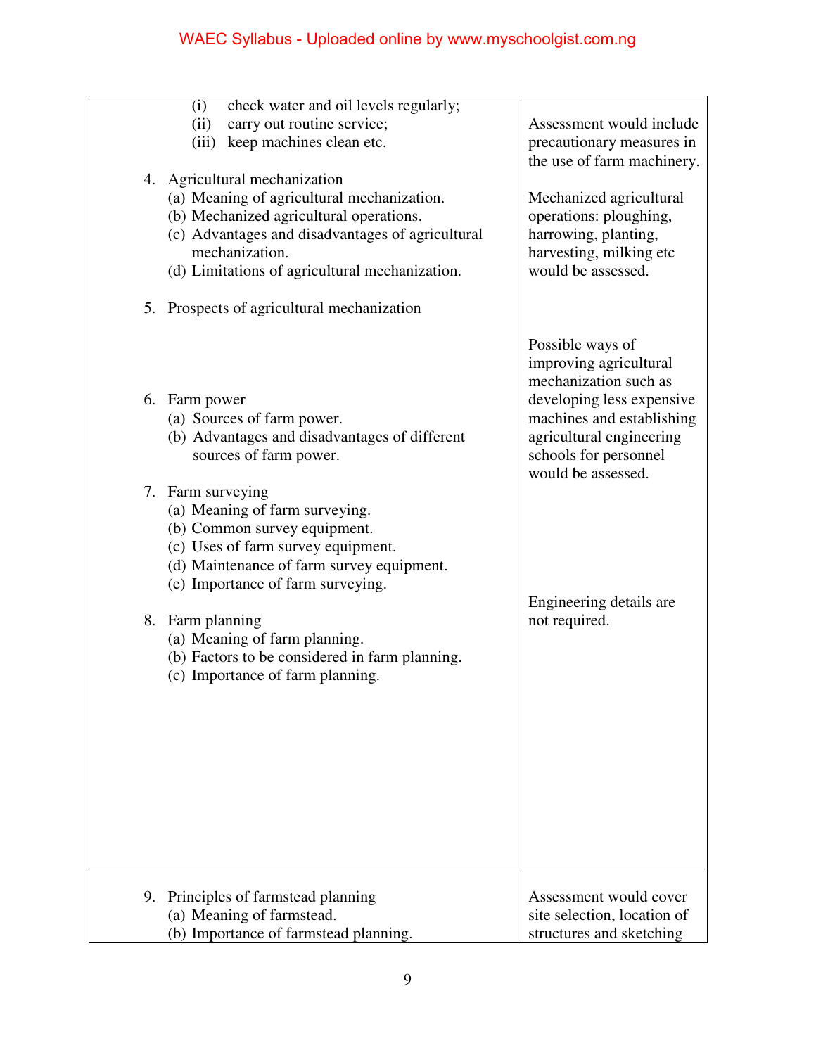| | |
|---|---|
| (i) check water and oil levels regularly;<br>(ii) carry out routine service;<br>(iii) keep machines clean etc. | Assessment would include precautionary measures in the use of farm machinery. |
| 4. Agricultural mechanization<br>(a) Meaning of agricultural mechanization.<br>(b) Mechanized agricultural operations.<br>(c) Advantages and disadvantages of agricultural mechanization.<br>(d) Limitations of agricultural mechanization. | Mechanized agricultural operations: ploughing, harrowing, planting, harvesting, milking etc would be assessed. |
| 5. Prospects of agricultural mechanization | Possible ways of improving agricultural mechanization such as developing less expensive machines and establishing agricultural engineering schools for personnel would be assessed. |
| 6. Farm power<br>(a) Sources of farm power.<br>(b) Advantages and disadvantages of different sources of farm power. | |
| 7. Farm surveying<br>(a) Meaning of farm surveying.<br>(b) Common survey equipment.<br>(c) Uses of farm survey equipment.<br>(d) Maintenance of farm survey equipment.<br>(e) Importance of farm surveying. | Engineering details are not required. |
| 8. Farm planning<br>(a) Meaning of farm planning.<br>(b) Factors to be considered in farm planning.<br>(c) Importance of farm planning. | |
| 9. Principles of farmstead planning<br>(a) Meaning of farmstead.<br>(b) Importance of farmstead planning. | Assessment would cover site selection, location of structures and sketching |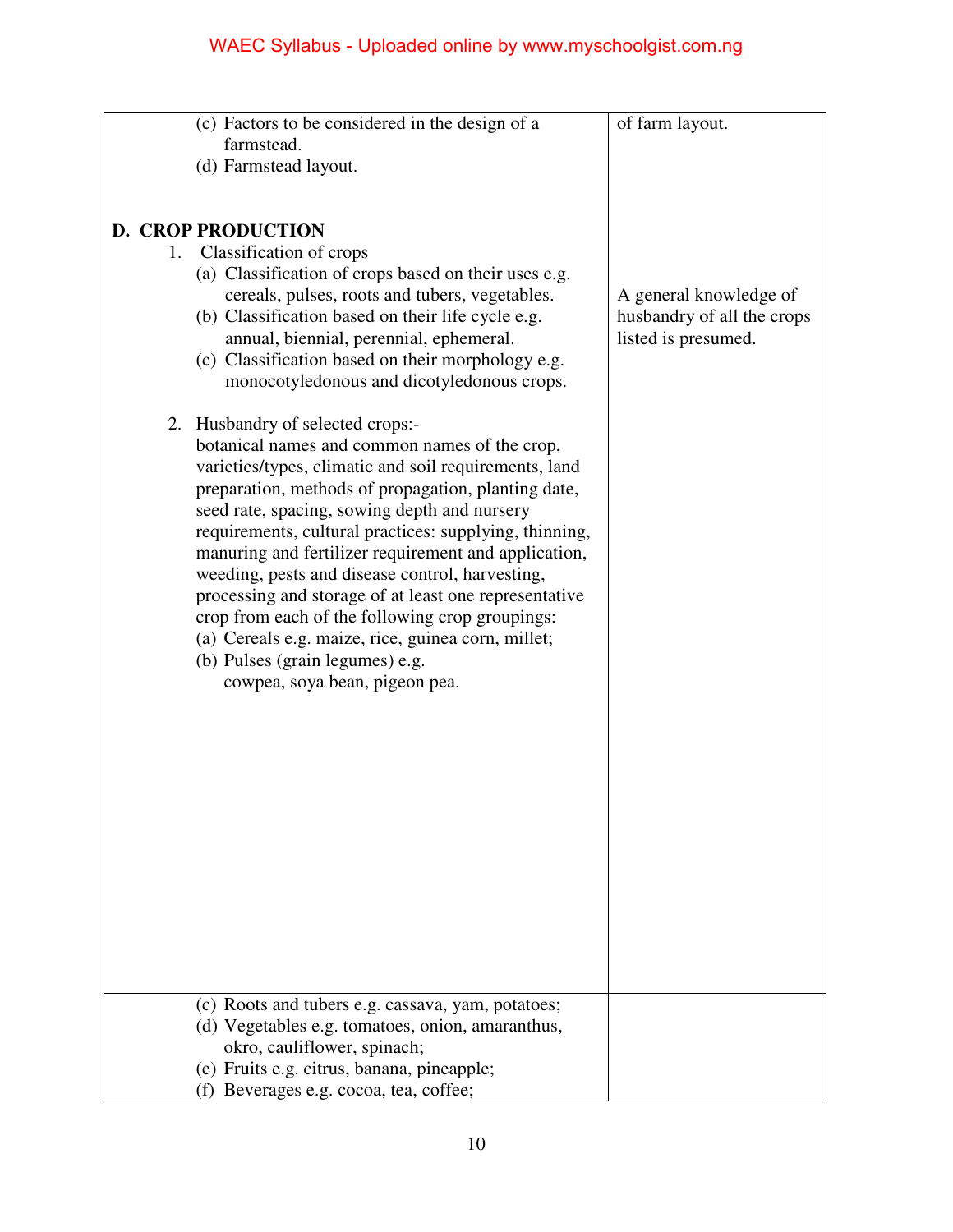| | |
|---|---|
| (c) Factors to be considered in the design of a farmstead.<br>(d) Farmstead layout. | of farm layout. |
| **D. CROP PRODUCTION**<br>1. Classification of crops<br>(a) Classification of crops based on their uses e.g. cereals, pulses, roots and tubers, vegetables.<br>(b) Classification based on their life cycle e.g. annual, biennial, perennial, ephemeral.<br>(c) Classification based on their morphology e.g. monocotyledonous and dicotyledonous crops.<br><br>2. Husbandry of selected crops:-<br>botanical names and common names of the crop, varieties/types, climatic and soil requirements, land preparation, methods of propagation, planting date, seed rate, spacing, sowing depth and nursery requirements, cultural practices: supplying, thinning, manuring and fertilizer requirement and application, weeding, pests and disease control, harvesting, processing and storage of at least one representative crop from each of the following crop groupings:<br>(a) Cereals e.g. maize, rice, guinea corn, millet;<br>(b) Pulses (grain legumes) e.g. cowpea, soya bean, pigeon pea. | A general knowledge of husbandry of all the crops listed is presumed. |
| (c) Roots and tubers e.g. cassava, yam, potatoes;<br>(d) Vegetables e.g. tomatoes, onion, amaranthus, okro, cauliflower, spinach;<br>(e) Fruits e.g. citrus, banana, pineapple;<br>(f) Beverages e.g. cocoa, tea, coffee; | |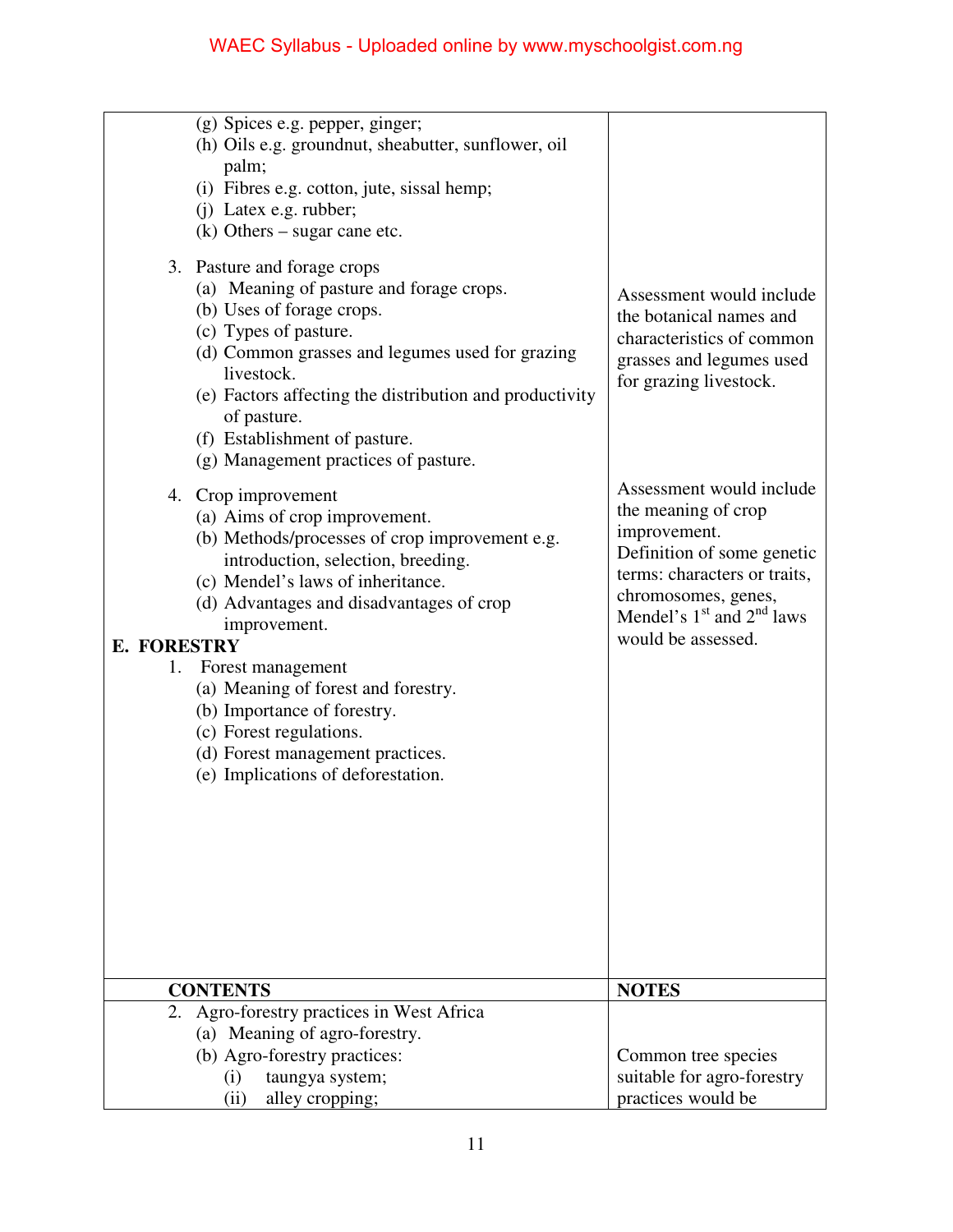| | |
|---|---|
| (g) Spices e.g. pepper, ginger;<br>(h) Oils e.g. groundnut, sheabutter, sunflower, oil palm;<br>(i) Fibres e.g. cotton, jute, sissal hemp;<br>(j) Latex e.g. rubber;<br>(k) Others – sugar cane etc. | |
| 3. Pasture and forage crops<br>(a) Meaning of pasture and forage crops.<br>(b) Uses of forage crops.<br>(c) Types of pasture.<br>(d) Common grasses and legumes used for grazing livestock.<br>(e) Factors affecting the distribution and productivity of pasture.<br>(f) Establishment of pasture.<br>(g) Management practices of pasture. | Assessment would include the botanical names and characteristics of common grasses and legumes used for grazing livestock. |
| 4. Crop improvement<br>(a) Aims of crop improvement.<br>(b) Methods/processes of crop improvement e.g. introduction, selection, breeding.<br>(c) Mendel's laws of inheritance.<br>(d) Advantages and disadvantages of crop improvement. | Assessment would include the meaning of crop improvement.<br>Definition of some genetic terms: characters or traits, chromosomes, genes, Mendel's 1st and 2nd laws would be assessed. |
| **E. FORESTRY**<br>1. Forest management<br>(a) Meaning of forest and forestry.<br>(b) Importance of forestry.<br>(c) Forest regulations.<br>(d) Forest management practices.<br>(e) Implications of deforestation. | |

| CONTENTS | NOTES |
|---|---|
| 2. Agro-forestry practices in West Africa<br>(a) Meaning of agro-forestry.<br>(b) Agro-forestry practices:<br>(i) taungya system;<br>(ii) alley cropping; | Common tree species suitable for agro-forestry practices would be |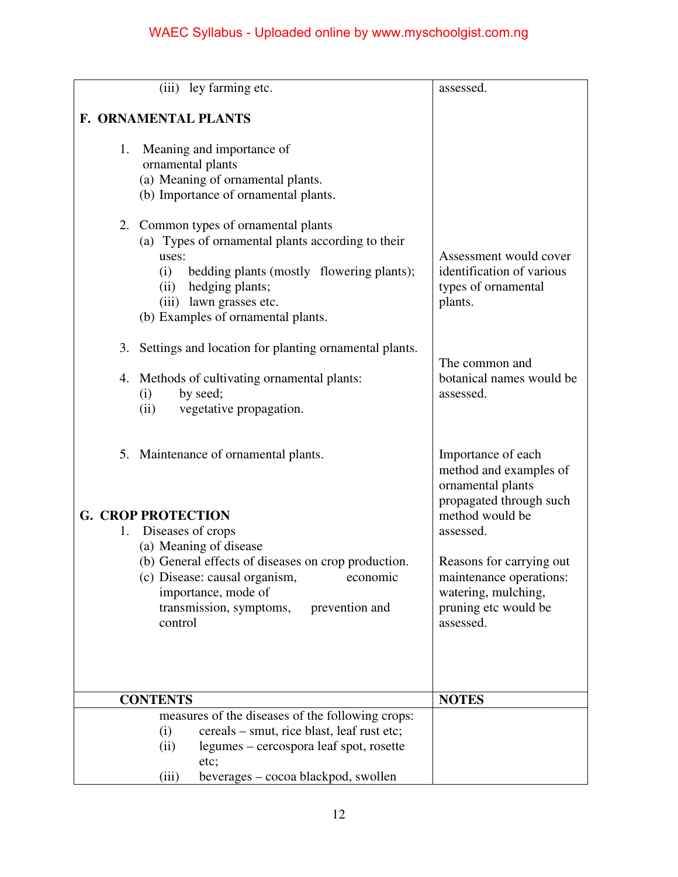| CONTENTS | NOTES |
|---|---|
| (iii) ley farming etc. | assessed. |
| **F. ORNAMENTAL PLANTS** | |
| 1. Meaning and importance of ornamental plants<br>(a) Meaning of ornamental plants.<br>(b) Importance of ornamental plants. | |
| 2. Common types of ornamental plants<br>(a) Types of ornamental plants according to their uses:<br>(i) bedding plants (mostly flowering plants);<br>(ii) hedging plants;<br>(iii) lawn grasses etc.<br>(b) Examples of ornamental plants. | Assessment would cover identification of various types of ornamental plants. |
| 3. Settings and location for planting ornamental plants. | |
| 4. Methods of cultivating ornamental plants:<br>(i) by seed;<br>(ii) vegetative propagation. | The common and botanical names would be assessed. |
| 5. Maintenance of ornamental plants. | Importance of each method and examples of ornamental plants propagated through such method would be assessed. |
| **G. CROP PROTECTION**<br>1. Diseases of crops<br>(a) Meaning of disease<br>(b) General effects of diseases on crop production.<br>(c) Disease: causal organism, economic importance, mode of transmission, symptoms, prevention and control | Reasons for carrying out maintenance operations: watering, mulching, pruning etc would be assessed. |

| CONTENTS | NOTES |
|---|---|
| measures of the diseases of the following crops:<br>(i) cereals – smut, rice blast, leaf rust etc;<br>(ii) legumes – cercospora leaf spot, rosette etc;<br>(iii) beverages – cocoa blackpod, swollen | |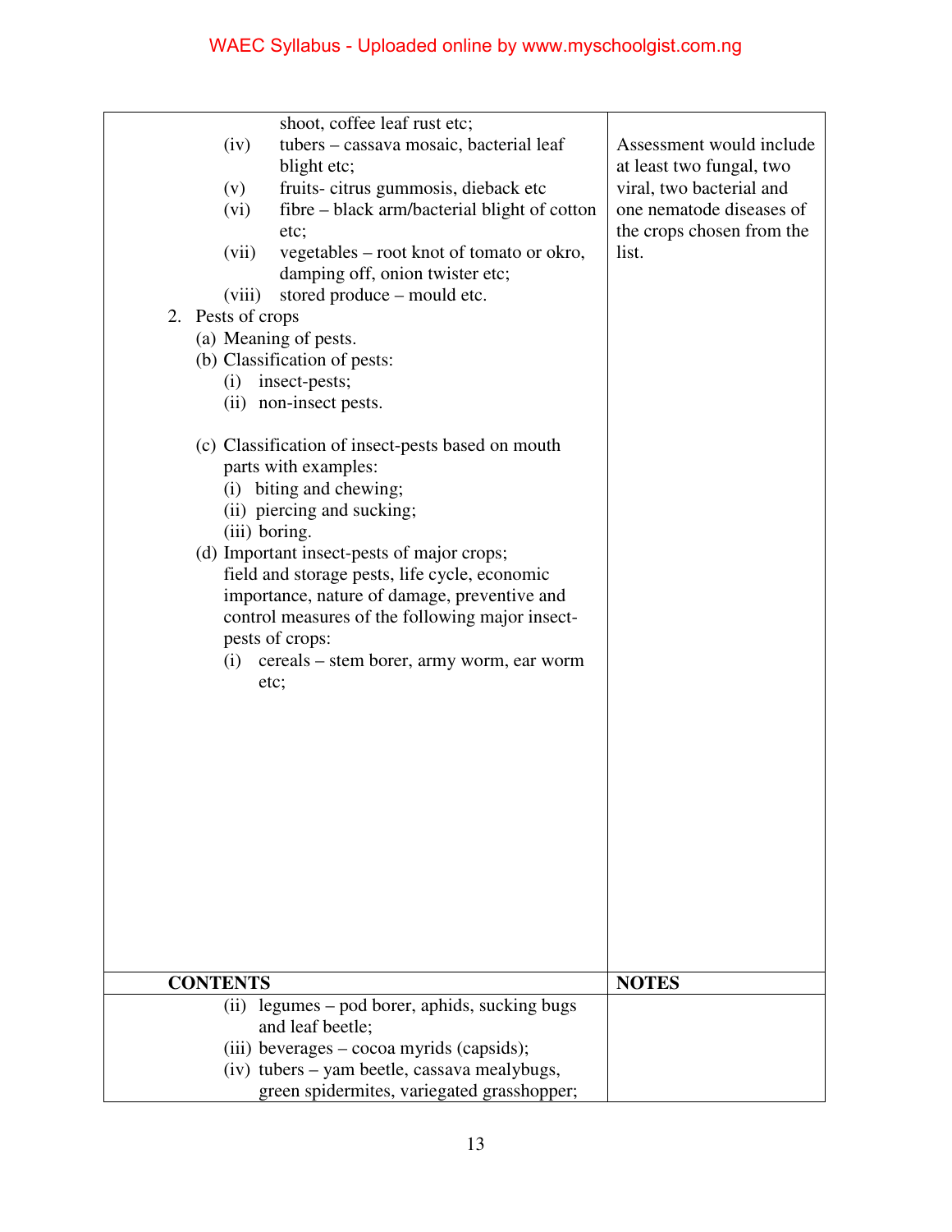| CONTENTS | NOTES |
| --- | --- |
| shoot, coffee leaf rust etc;<br>(iv) tubers – cassava mosaic, bacterial leaf blight etc;<br>(v) fruits- citrus gummosis, dieback etc<br>(vi) fibre – black arm/bacterial blight of cotton etc;<br>(vii) vegetables – root knot of tomato or okro, damping off, onion twister etc;<br>(viii) stored produce – mould etc.<br>2. Pests of crops<br>(a) Meaning of pests.<br>(b) Classification of pests:<br>(i) insect-pests;<br>(ii) non-insect pests.<br><br>(c) Classification of insect-pests based on mouth parts with examples:<br>(i) biting and chewing;<br>(ii) piercing and sucking;<br>(iii) boring.<br>(d) Important insect-pests of major crops; field and storage pests, life cycle, economic importance, nature of damage, preventive and control measures of the following major insect-pests of crops:<br>(i) cereals – stem borer, army worm, ear worm etc; | Assessment would include at least two fungal, two viral, two bacterial and one nematode diseases of the crops chosen from the list. |
| (ii) legumes – pod borer, aphids, sucking bugs and leaf beetle;<br>(iii) beverages – cocoa myrids (capsids);<br>(iv) tubers – yam beetle, cassava mealybugs, green spidermites, variegated grasshopper; | |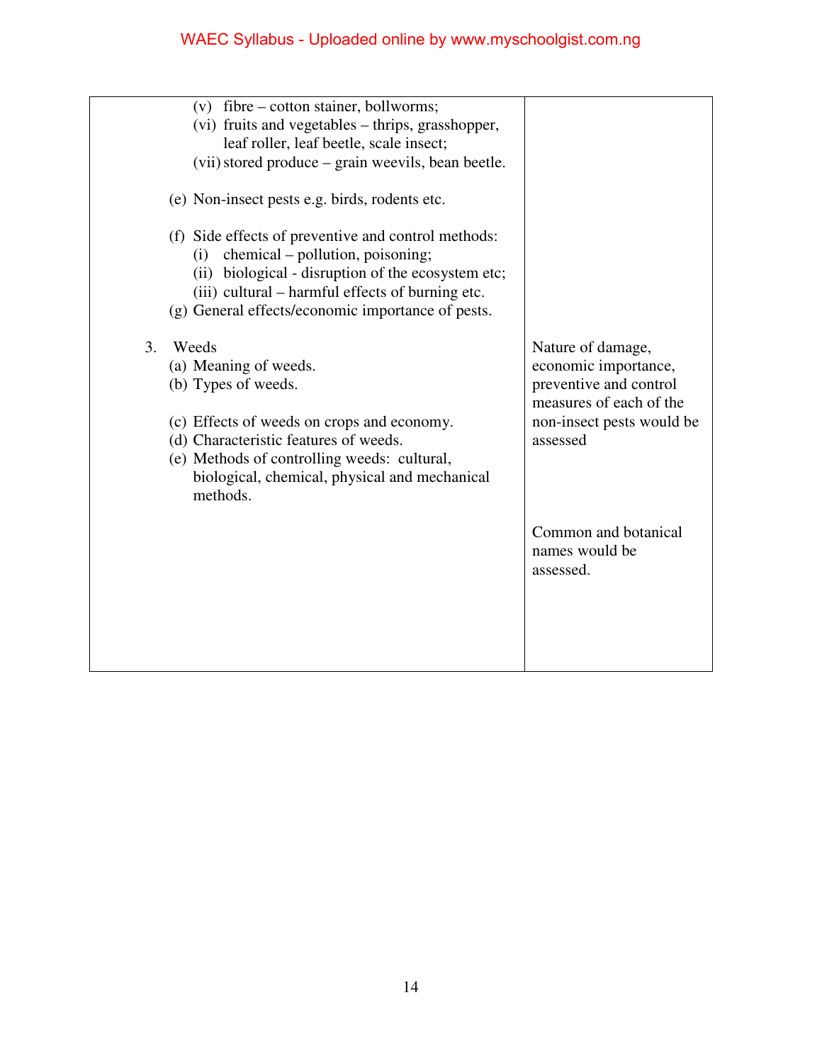| | |
|---|---|
| (v) fibre – cotton stainer, bollworms;<br>(vi) fruits and vegetables – thrips, grasshopper, leaf roller, leaf beetle, scale insect;<br>(vii) stored produce – grain weevils, bean beetle.<br><br>(e) Non-insect pests e.g. birds, rodents etc.<br><br>(f) Side effects of preventive and control methods:<br>(i) chemical – pollution, poisoning;<br>(ii) biological - disruption of the ecosystem etc;<br>(iii) cultural – harmful effects of burning etc.<br>(g) General effects/economic importance of pests. | |
| 3. Weeds<br>(a) Meaning of weeds.<br>(b) Types of weeds.<br><br>(c) Effects of weeds on crops and economy.<br>(d) Characteristic features of weeds.<br>(e) Methods of controlling weeds: cultural, biological, chemical, physical and mechanical methods. | Nature of damage, economic importance, preventive and control measures of each of the non-insect pests would be assessed<br><br>Common and botanical names would be assessed. |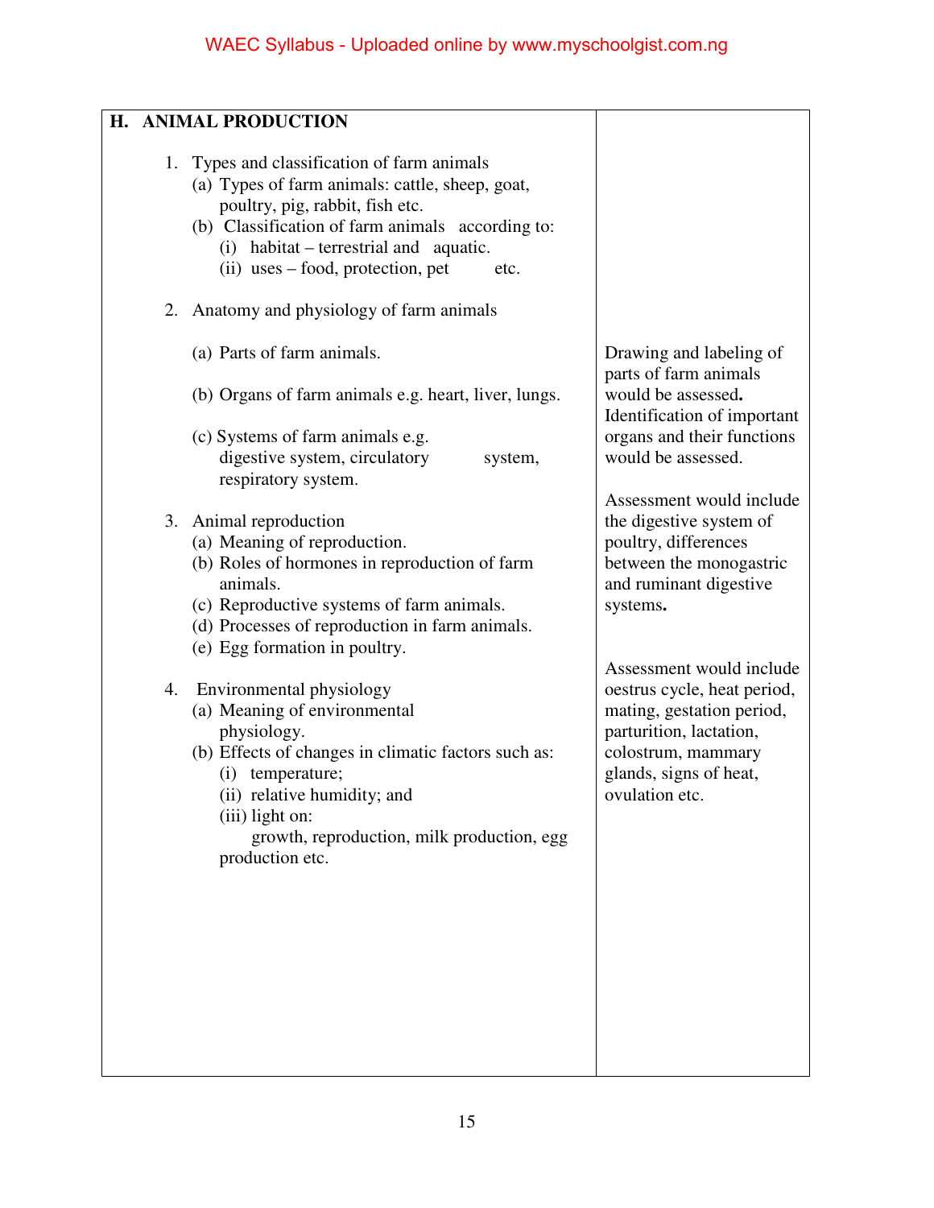| H. ANIMAL PRODUCTION | |
|---|---|
| 1. Types and classification of farm animals<br>(a) Types of farm animals: cattle, sheep, goat, poultry, pig, rabbit, fish etc.<br>(b) Classification of farm animals according to:<br>(i) habitat – terrestrial and aquatic.<br>(ii) uses – food, protection, pet etc. | |
| 2. Anatomy and physiology of farm animals<br>(a) Parts of farm animals.<br>(b) Organs of farm animals e.g. heart, liver, lungs.<br>(c) Systems of farm animals e.g. digestive system, circulatory system, respiratory system. | Drawing and labeling of parts of farm animals would be assessed. Identification of important organs and their functions would be assessed.<br><br>Assessment would include the digestive system of poultry, differences between the monogastric and ruminant digestive systems. |
| 3. Animal reproduction<br>(a) Meaning of reproduction.<br>(b) Roles of hormones in reproduction of farm animals.<br>(c) Reproductive systems of farm animals.<br>(d) Processes of reproduction in farm animals.<br>(e) Egg formation in poultry. | Assessment would include oestrus cycle, heat period, mating, gestation period, parturition, lactation, colostrum, mammary glands, signs of heat, ovulation etc. |
| 4. Environmental physiology<br>(a) Meaning of environmental physiology.<br>(b) Effects of changes in climatic factors such as:<br>(i) temperature;<br>(ii) relative humidity; and<br>(iii) light on:<br>growth, reproduction, milk production, egg production etc. | |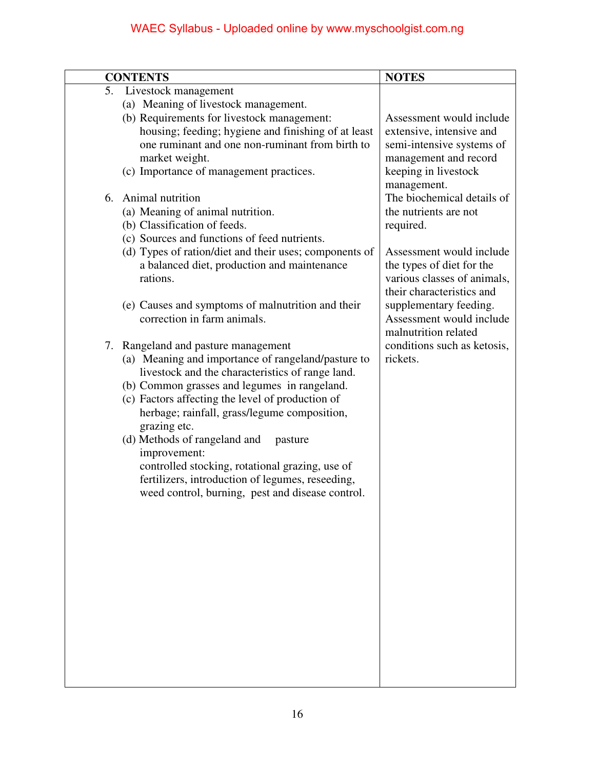| CONTENTS | NOTES |
|---|---|
| 5. Livestock management<br>(a) Meaning of livestock management.<br>(b) Requirements for livestock management: housing; feeding; hygiene and finishing of at least one ruminant and one non-ruminant from birth to market weight.<br>(c) Importance of management practices. | Assessment would include extensive, intensive and semi-intensive systems of management and record keeping in livestock management. |
| 6. Animal nutrition<br>(a) Meaning of animal nutrition.<br>(b) Classification of feeds.<br>(c) Sources and functions of feed nutrients.<br>(d) Types of ration/diet and their uses; components of a balanced diet, production and maintenance rations.<br>(e) Causes and symptoms of malnutrition and their correction in farm animals. | The biochemical details of the nutrients are not required.<br><br>Assessment would include the types of diet for the various classes of animals, their characteristics and supplementary feeding.<br>Assessment would include malnutrition related conditions such as ketosis, rickets. |
| 7. Rangeland and pasture management<br>(a) Meaning and importance of rangeland/pasture to livestock and the characteristics of range land.<br>(b) Common grasses and legumes in rangeland.<br>(c) Factors affecting the level of production of herbage; rainfall, grass/legume composition, grazing etc.<br>(d) Methods of rangeland and pasture improvement:<br>controlled stocking, rotational grazing, use of fertilizers, introduction of legumes, reseeding, weed control, burning, pest and disease control. | |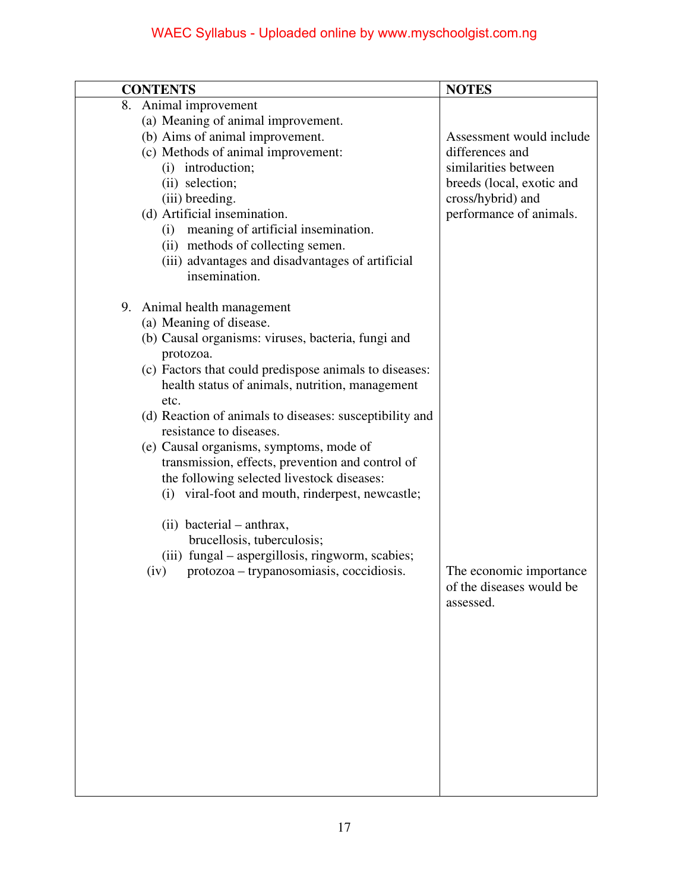| CONTENTS | NOTES |
|---|---|
| 8. Animal improvement<br>(a) Meaning of animal improvement.<br>(b) Aims of animal improvement.<br>(c) Methods of animal improvement:<br>(i) introduction;<br>(ii) selection;<br>(iii) breeding.<br>(d) Artificial insemination.<br>(i) meaning of artificial insemination.<br>(ii) methods of collecting semen.<br>(iii) advantages and disadvantages of artificial insemination. | Assessment would include differences and similarities between breeds (local, exotic and cross/hybrid) and performance of animals. |
| 9. Animal health management<br>(a) Meaning of disease.<br>(b) Causal organisms: viruses, bacteria, fungi and protozoa.<br>(c) Factors that could predispose animals to diseases: health status of animals, nutrition, management etc.<br>(d) Reaction of animals to diseases: susceptibility and resistance to diseases.<br>(e) Causal organisms, symptoms, mode of transmission, effects, prevention and control of the following selected livestock diseases:<br>(i) viral-foot and mouth, rinderpest, newcastle;<br>(ii) bacterial – anthrax, brucellosis, tuberculosis;<br>(iii) fungal – aspergillosis, ringworm, scabies;<br>(iv) protozoa – trypanosomiasis, coccidiosis. | The economic importance of the diseases would be assessed. |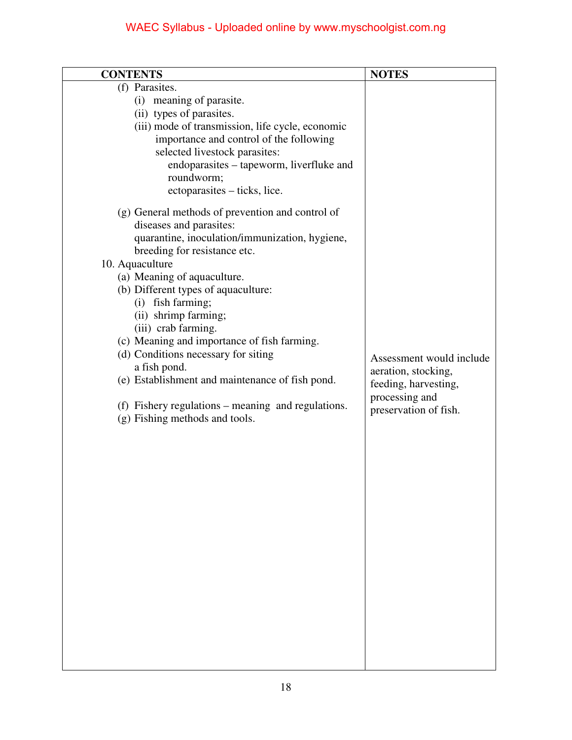| CONTENTS | NOTES |
|---|---|
| (f) Parasites.<br>(i) meaning of parasite.<br>(ii) types of parasites.<br>(iii) mode of transmission, life cycle, economic importance and control of the following selected livestock parasites:<br>endoparasites – tapeworm, liverfluke and roundworm;<br>ectoparasites – ticks, lice.<br><br>(g) General methods of prevention and control of diseases and parasites:<br>quarantine, inoculation/immunization, hygiene, breeding for resistance etc.<br>10. Aquaculture<br>(a) Meaning of aquaculture.<br>(b) Different types of aquaculture:<br>(i) fish farming;<br>(ii) shrimp farming;<br>(iii) crab farming.<br>(c) Meaning and importance of fish farming.<br>(d) Conditions necessary for siting a fish pond.<br>(e) Establishment and maintenance of fish pond.<br><br>(f) Fishery regulations – meaning and regulations.<br>(g) Fishing methods and tools. | <br><br><br><br><br><br><br><br><br><br><br><br><br><br><br><br><br><br>Assessment would include aeration, stocking, feeding, harvesting, processing and preservation of fish. |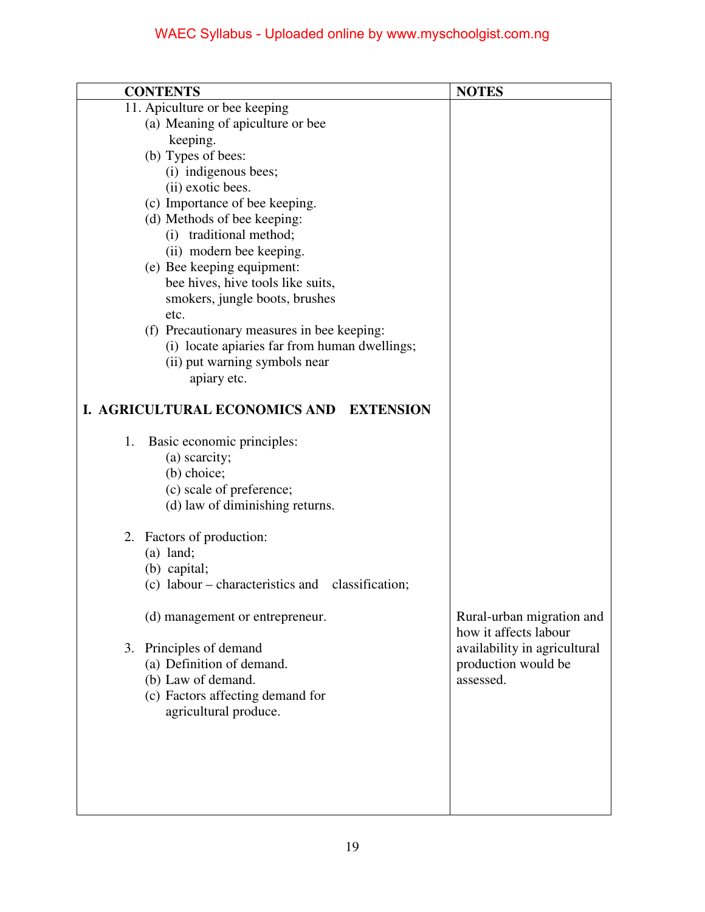| CONTENTS | NOTES |
|---|---|
| 11. Apiculture or bee keeping<br>(a) Meaning of apiculture or bee keeping.<br>(b) Types of bees:<br>(i) indigenous bees;<br>(ii) exotic bees.<br>(c) Importance of bee keeping.<br>(d) Methods of bee keeping:<br>(i) traditional method;<br>(ii) modern bee keeping.<br>(e) Bee keeping equipment: bee hives, hive tools like suits, smokers, jungle boots, brushes etc.<br>(f) Precautionary measures in bee keeping:<br>(i) locate apiaries far from human dwellings;<br>(ii) put warning symbols near apiary etc. | |
| **I. AGRICULTURAL ECONOMICS AND EXTENSION** | |
| 1. Basic economic principles:<br>(a) scarcity;<br>(b) choice;<br>(c) scale of preference;<br>(d) law of diminishing returns. | |
| 2. Factors of production:<br>(a) land;<br>(b) capital;<br>(c) labour – characteristics and classification;<br>(d) management or entrepreneur. | Rural-urban migration and how it affects labour availability in agricultural production would be assessed. |
| 3. Principles of demand<br>(a) Definition of demand.<br>(b) Law of demand.<br>(c) Factors affecting demand for agricultural produce. | |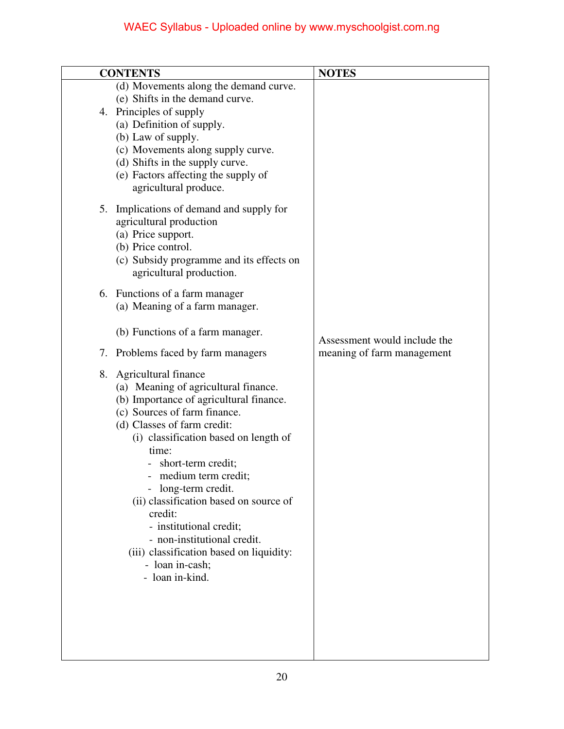| CONTENTS | NOTES |
|---|---|
| (d) Movements along the demand curve.<br>(e) Shifts in the demand curve.<br>4. Principles of supply<br>(a) Definition of supply.<br>(b) Law of supply.<br>(c) Movements along supply curve.<br>(d) Shifts in the supply curve.<br>(e) Factors affecting the supply of agricultural produce.<br><br>5. Implications of demand and supply for agricultural production<br>(a) Price support.<br>(b) Price control.<br>(c) Subsidy programme and its effects on agricultural production.<br><br>6. Functions of a farm manager<br>(a) Meaning of a farm manager.<br><br>(b) Functions of a farm manager.<br><br>7. Problems faced by farm managers<br><br>8. Agricultural finance<br>(a) Meaning of agricultural finance.<br>(b) Importance of agricultural finance.<br>(c) Sources of farm finance.<br>(d) Classes of farm credit:<br>(i) classification based on length of time:<br>- short-term credit;<br>- medium term credit;<br>- long-term credit.<br>(ii) classification based on source of credit:<br>- institutional credit;<br>- non-institutional credit.<br>(iii) classification based on liquidity:<br>- loan in-cash;<br>- loan in-kind. | Assessment would include the meaning of farm management |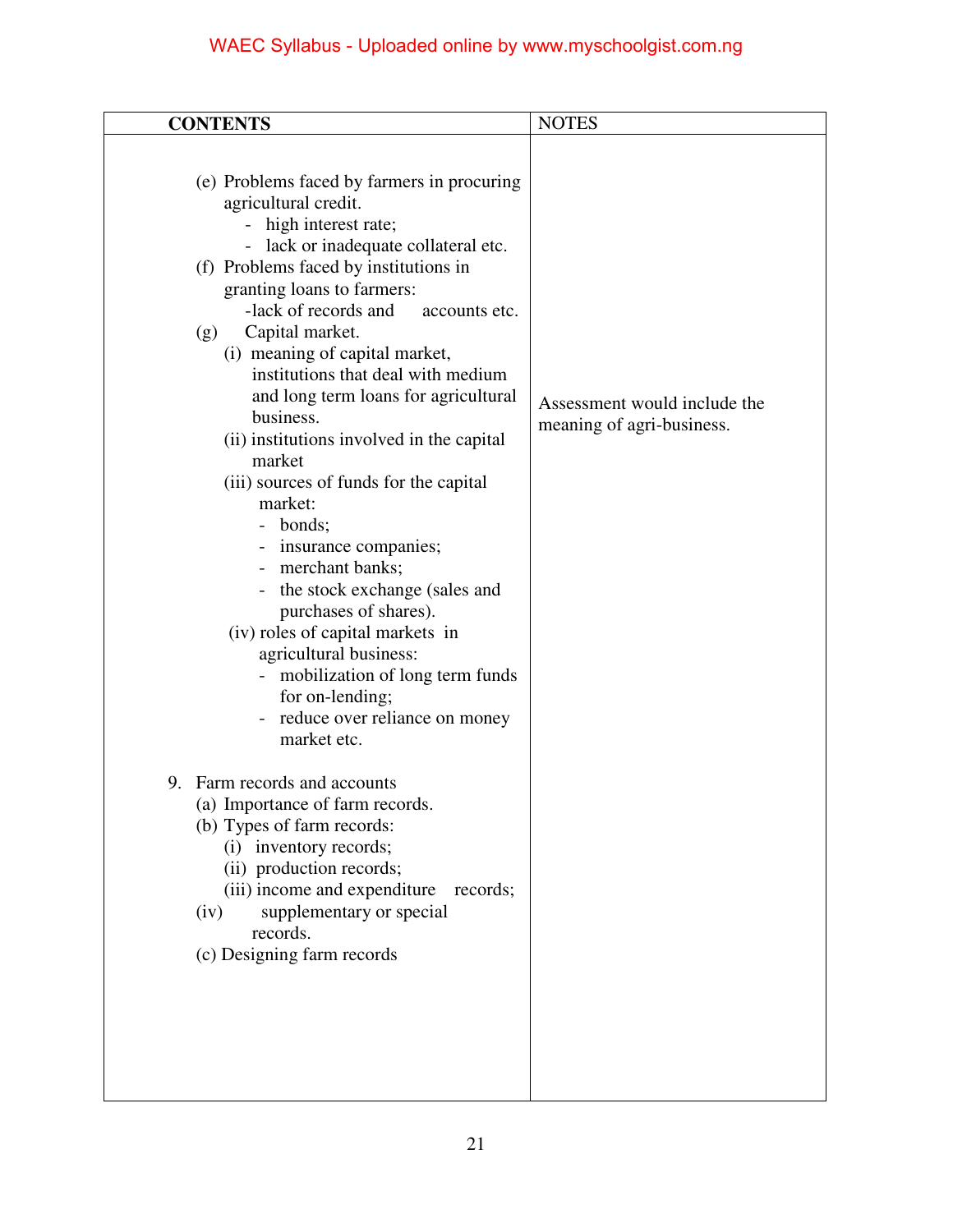| CONTENTS | NOTES |
|---|---|
| (e) Problems faced by farmers in procuring agricultural credit.<br>- high interest rate;<br>- lack or inadequate collateral etc.<br>(f) Problems faced by institutions in granting loans to farmers:<br>-lack of records and accounts etc.<br>(g) Capital market.<br>(i) meaning of capital market, institutions that deal with medium and long term loans for agricultural business.<br>(ii) institutions involved in the capital market<br>(iii) sources of funds for the capital market:<br>- bonds;<br>- insurance companies;<br>- merchant banks;<br>- the stock exchange (sales and purchases of shares).<br>(iv) roles of capital markets in agricultural business:<br>- mobilization of long term funds for on-lending;<br>- reduce over reliance on money market etc.<br><br>9. Farm records and accounts<br>(a) Importance of farm records.<br>(b) Types of farm records:<br>(i) inventory records;<br>(ii) production records;<br>(iii) income and expenditure records;<br>(iv) supplementary or special records.<br>(c) Designing farm records | Assessment would include the meaning of agri-business. |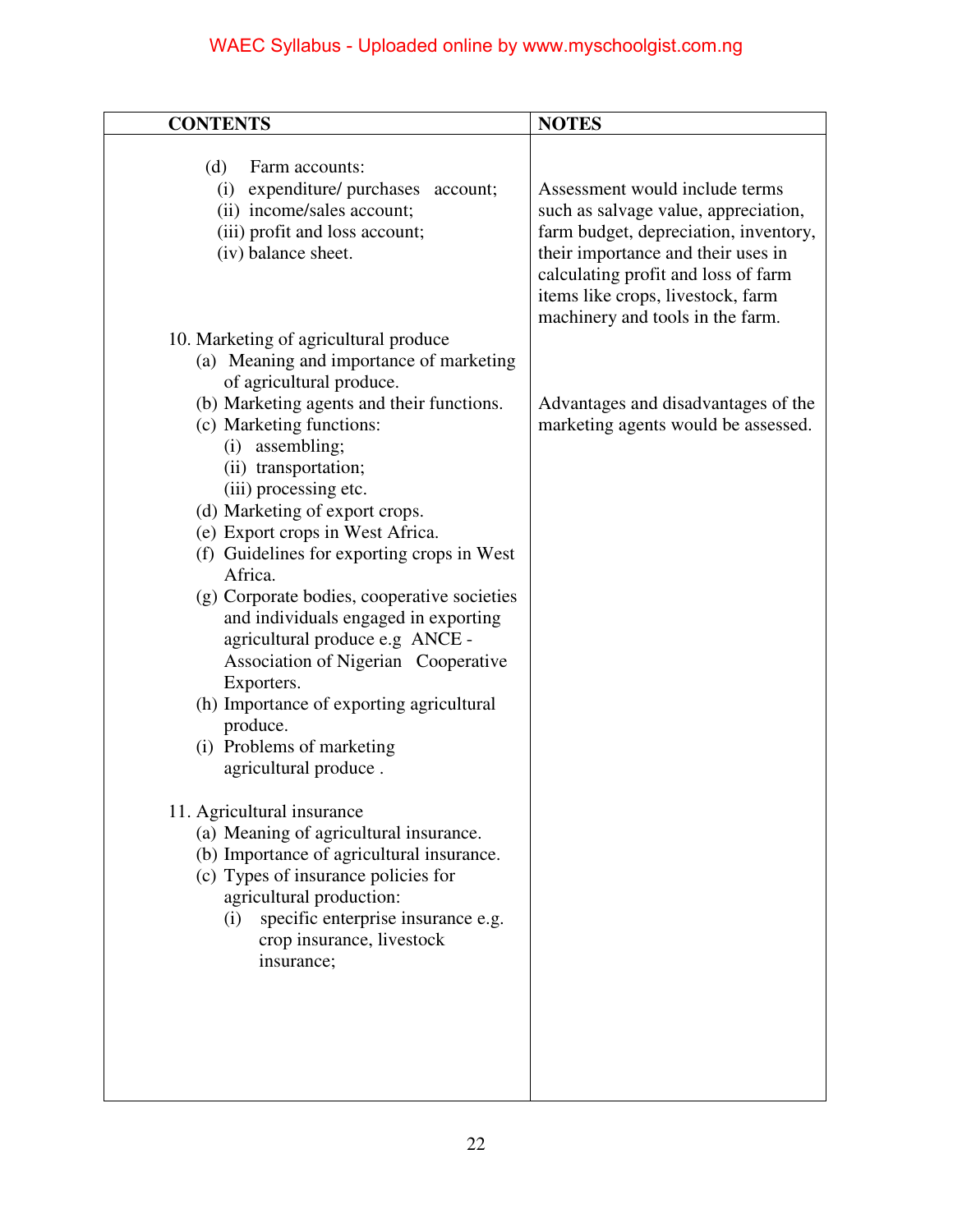| CONTENTS | NOTES |
|---|---|
| (d) Farm accounts:<br>(i) expenditure/ purchases account;<br>(ii) income/sales account;<br>(iii) profit and loss account;<br>(iv) balance sheet. | Assessment would include terms such as salvage value, appreciation, farm budget, depreciation, inventory, their importance and their uses in calculating profit and loss of farm items like crops, livestock, farm machinery and tools in the farm. |
| 10. Marketing of agricultural produce<br>(a) Meaning and importance of marketing of agricultural produce.<br>(b) Marketing agents and their functions.<br>(c) Marketing functions:<br>(i) assembling;<br>(ii) transportation;<br>(iii) processing etc.<br>(d) Marketing of export crops.<br>(e) Export crops in West Africa.<br>(f) Guidelines for exporting crops in West Africa.<br>(g) Corporate bodies, cooperative societies and individuals engaged in exporting agricultural produce e.g ANCE - Association of Nigerian Cooperative Exporters.<br>(h) Importance of exporting agricultural produce.<br>(i) Problems of marketing agricultural produce . | Advantages and disadvantages of the marketing agents would be assessed. |
| 11. Agricultural insurance<br>(a) Meaning of agricultural insurance.<br>(b) Importance of agricultural insurance.<br>(c) Types of insurance policies for agricultural production:<br>(i) specific enterprise insurance e.g. crop insurance, livestock insurance; | |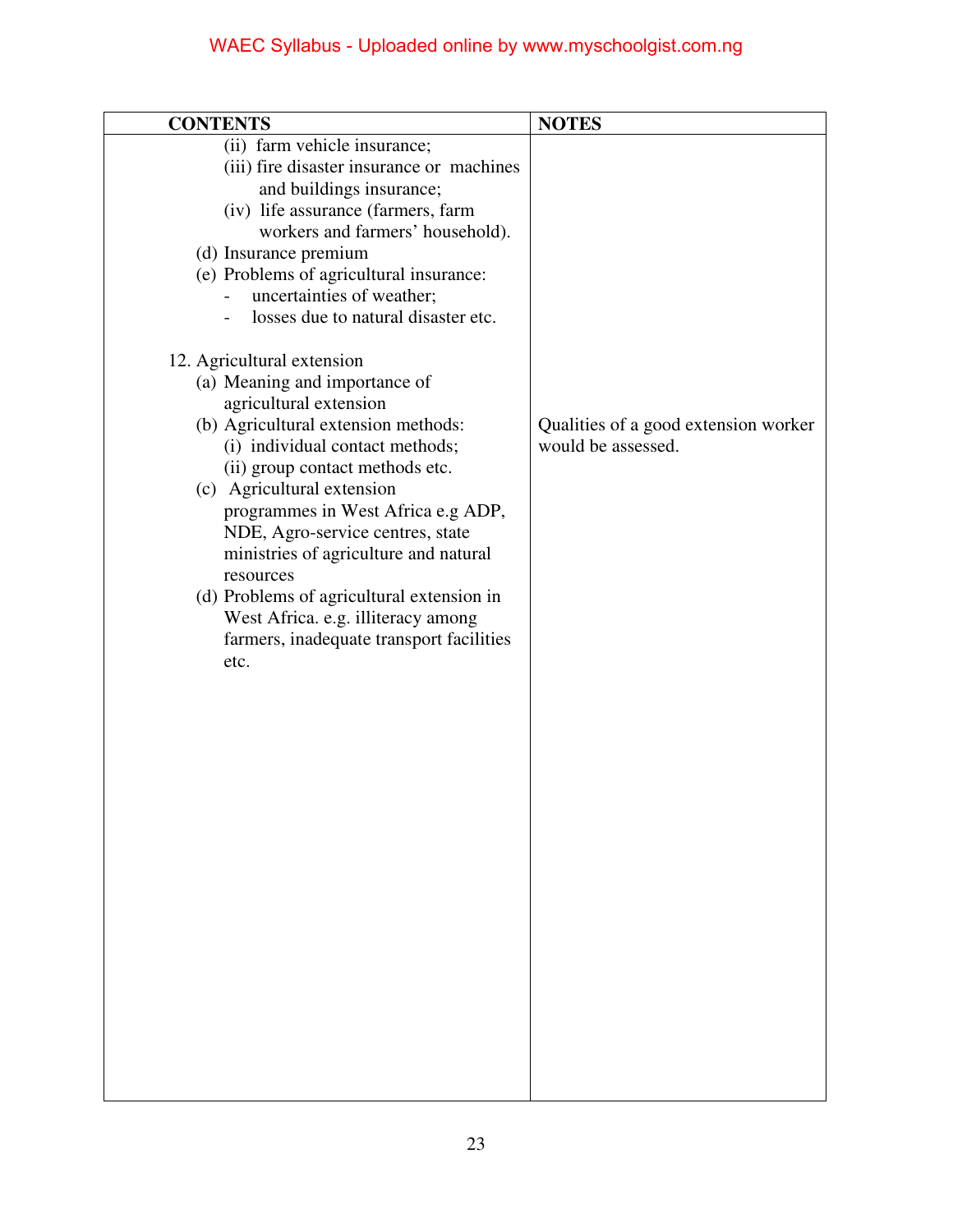| CONTENTS | NOTES |
| --- | --- |
| (ii) farm vehicle insurance;<br>(iii) fire disaster insurance or machines and buildings insurance;<br>(iv) life assurance (farmers, farm workers and farmers' household).<br>(d) Insurance premium<br>(e) Problems of agricultural insurance:<br>- uncertainties of weather;<br>- losses due to natural disaster etc. | |
| 12. Agricultural extension<br>(a) Meaning and importance of agricultural extension<br>(b) Agricultural extension methods:<br>(i) individual contact methods;<br>(ii) group contact methods etc.<br>(c) Agricultural extension programmes in West Africa e.g ADP, NDE, Agro-service centres, state ministries of agriculture and natural resources<br>(d) Problems of agricultural extension in West Africa. e.g. illiteracy among farmers, inadequate transport facilities etc. | Qualities of a good extension worker would be assessed. |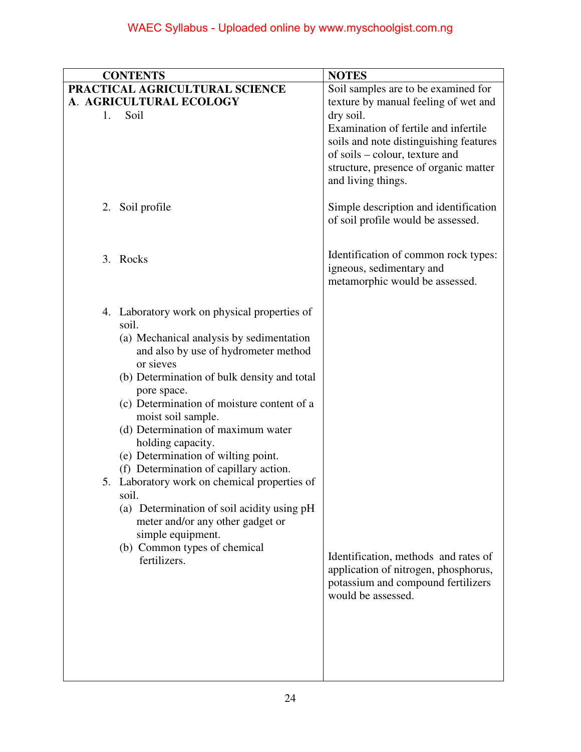| CONTENTS | NOTES |
|---|---|
| **PRACTICAL AGRICULTURAL SCIENCE** <br> **A. AGRICULTURAL ECOLOGY** <br> 1. Soil | Soil samples are to be examined for texture by manual feeling of wet and dry soil. <br> Examination of fertile and infertile soils and note distinguishing features of soils – colour, texture and structure, presence of organic matter and living things. |
| 2. Soil profile | Simple description and identification of soil profile would be assessed. |
| 3. Rocks | Identification of common rock types: igneous, sedimentary and metamorphic would be assessed. |
| 4. Laboratory work on physical properties of soil. <br> (a) Mechanical analysis by sedimentation and also by use of hydrometer method or sieves <br> (b) Determination of bulk density and total pore space. <br> (c) Determination of moisture content of a moist soil sample. <br> (d) Determination of maximum water holding capacity. <br> (e) Determination of wilting point. <br> (f) Determination of capillary action. | |
| 5. Laboratory work on chemical properties of soil. <br> (a) Determination of soil acidity using pH meter and/or any other gadget or simple equipment. <br> (b) Common types of chemical fertilizers. | Identification, methods and rates of application of nitrogen, phosphorus, potassium and compound fertilizers would be assessed. |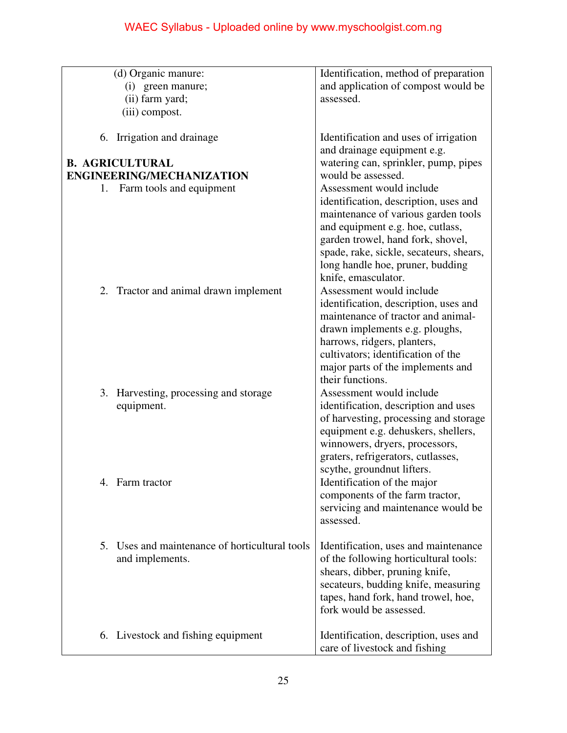| | |
|---|---|
| (d) Organic manure:<br>(i) green manure;<br>(ii) farm yard;<br>(iii) compost. | Identification, method of preparation and application of compost would be assessed. |
| 6. Irrigation and drainage | Identification and uses of irrigation and drainage equipment e.g. watering can, sprinkler, pump, pipes would be assessed. |
| **B. AGRICULTURAL ENGINEERING/MECHANIZATION**<br>1. Farm tools and equipment | Assessment would include identification, description, uses and maintenance of various garden tools and equipment e.g. hoe, cutlass, garden trowel, hand fork, shovel, spade, rake, sickle, secateurs, shears, long handle hoe, pruner, budding knife, emasculator. |
| 2. Tractor and animal drawn implement | Assessment would include identification, description, uses and maintenance of tractor and animal-drawn implements e.g. ploughs, harrows, ridgers, planters, cultivators; identification of the major parts of the implements and their functions. |
| 3. Harvesting, processing and storage equipment. | Assessment would include identification, description and uses of harvesting, processing and storage equipment e.g. dehuskers, shellers, winnowers, dryers, processors, graters, refrigerators, cutlasses, scythe, groundnut lifters. |
| 4. Farm tractor | Identification of the major components of the farm tractor, servicing and maintenance would be assessed. |
| 5. Uses and maintenance of horticultural tools and implements. | Identification, uses and maintenance of the following horticultural tools: shears, dibber, pruning knife, secateurs, budding knife, measuring tapes, hand fork, hand trowel, hoe, fork would be assessed. |
| 6. Livestock and fishing equipment | Identification, description, uses and care of livestock and fishing |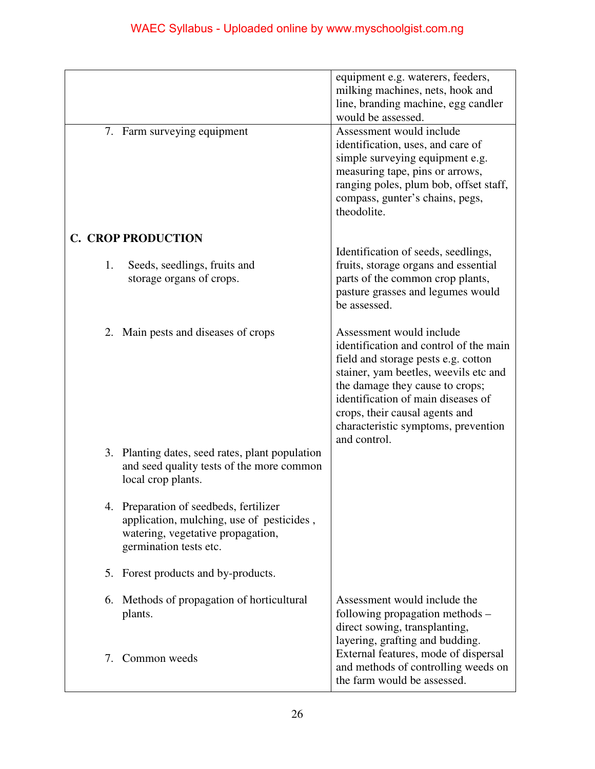| | |
|---|---|
| | equipment e.g. waterers, feeders, milking machines, nets, hook and line, branding machine, egg candler would be assessed. |
| 7. Farm surveying equipment | Assessment would include identification, uses, and care of simple surveying equipment e.g. measuring tape, pins or arrows, ranging poles, plum bob, offset staff, compass, gunter's chains, pegs, theodolite. |
| **C. CROP PRODUCTION** | |
| 1. Seeds, seedlings, fruits and storage organs of crops. | Identification of seeds, seedlings, fruits, storage organs and essential parts of the common crop plants, pasture grasses and legumes would be assessed. |
| 2. Main pests and diseases of crops | Assessment would include identification and control of the main field and storage pests e.g. cotton stainer, yam beetles, weevils etc and the damage they cause to crops; identification of main diseases of crops, their causal agents and characteristic symptoms, prevention and control. |
| 3. Planting dates, seed rates, plant population and seed quality tests of the more common local crop plants. | |
| 4. Preparation of seedbeds, fertilizer application, mulching, use of pesticides , watering, vegetative propagation, germination tests etc. | |
| 5. Forest products and by-products. | |
| 6. Methods of propagation of horticultural plants. | Assessment would include the following propagation methods – direct sowing, transplanting, layering, grafting and budding. |
| 7. Common weeds | External features, mode of dispersal and methods of controlling weeds on the farm would be assessed. |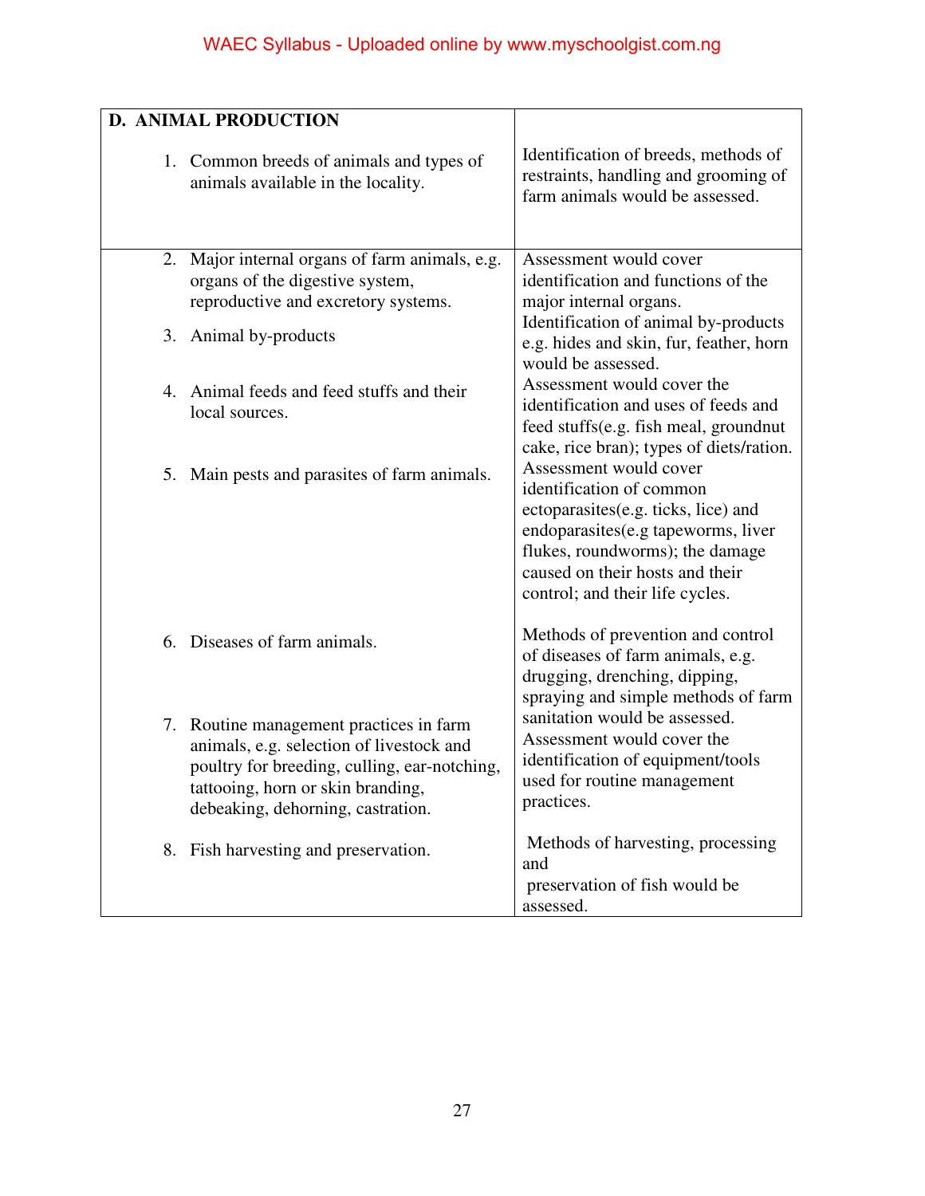| D. ANIMAL PRODUCTION | |
|---|---|
| 1. Common breeds of animals and types of animals available in the locality. | Identification of breeds, methods of restraints, handling and grooming of farm animals would be assessed. |
| 2. Major internal organs of farm animals, e.g. organs of the digestive system, reproductive and excretory systems. | Assessment would cover identification and functions of the major internal organs. |
| 3. Animal by-products | Identification of animal by-products e.g. hides and skin, fur, feather, horn would be assessed. |
| 4. Animal feeds and feed stuffs and their local sources. | Assessment would cover the identification and uses of feeds and feed stuffs(e.g. fish meal, groundnut cake, rice bran); types of diets/ration. |
| 5. Main pests and parasites of farm animals. | Assessment would cover identification of common ectoparasites(e.g. ticks, lice) and endoparasites(e.g tapeworms, liver flukes, roundworms); the damage caused on their hosts and their control; and their life cycles. |
| 6. Diseases of farm animals. | Methods of prevention and control of diseases of farm animals, e.g. drugging, drenching, dipping, spraying and simple methods of farm sanitation would be assessed. |
| 7. Routine management practices in farm animals, e.g. selection of livestock and poultry for breeding, culling, ear-notching, tattooing, horn or skin branding, debeaking, dehorning, castration. | Assessment would cover the identification of equipment/tools used for routine management practices. |
| 8. Fish harvesting and preservation. | Methods of harvesting, processing and preservation of fish would be assessed. |